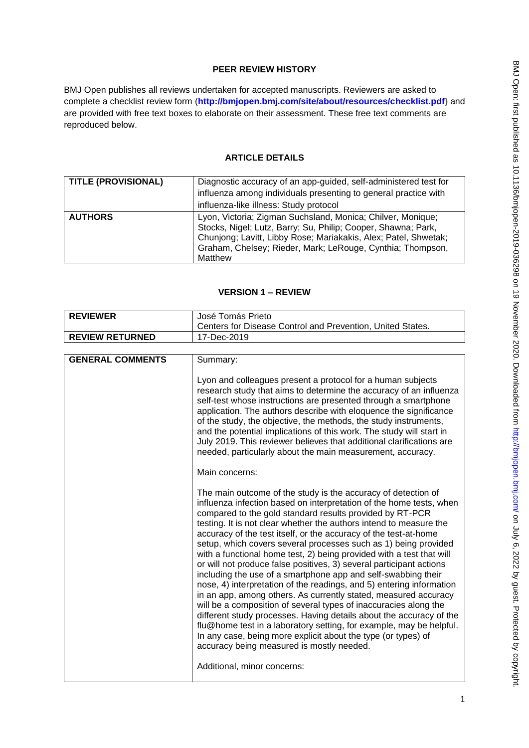## PEER REVIEW HISTORY

BMJ Open publishes all reviews undertaken for accepted manuscripts. Reviewers are asked to complete a checklist review form (**http://bmjopen.bmj.com/site/about/resources/checklist.pdf**) and are provided with free text boxes to elaborate on their assessment. These free text comments are reproduced below.

## ARTICLE DETAILS

| TITLE (PROVISIONAL) | Diagnostic accuracy of an app-guided, self-administered test for influenza among individuals presenting to general practice with influenza-like illness: Study protocol |
|---|---|
| **AUTHORS** | Lyon, Victoria; Zigman Suchsland, Monica; Chilver, Monique; Stocks, Nigel; Lutz, Barry; Su, Philip; Cooper, Shawna; Park, Chunjong; Lavitt, Libby Rose; Mariakakis, Alex; Patel, Shwetak; Graham, Chelsey; Rieder, Mark; LeRouge, Cynthia; Thompson, Matthew |

## VERSION 1 – REVIEW

| REVIEWER | José Tomás Prieto<br>Centers for Disease Control and Prevention, United States. |
|---|---|
| **REVIEW RETURNED** | 17-Dec-2019 |

| GENERAL COMMENTS | Summary:<br><br>Lyon and colleagues present a protocol for a human subjects research study that aims to determine the accuracy of an influenza self-test whose instructions are presented through a smartphone application. The authors describe with eloquence the significance of the study, the objective, the methods, the study instruments, and the potential implications of this work. The study will start in July 2019. This reviewer believes that additional clarifications are needed, particularly about the main measurement, accuracy.<br><br>Main concerns:<br><br>The main outcome of the study is the accuracy of detection of influenza infection based on interpretation of the home tests, when compared to the gold standard results provided by RT-PCR testing. It is not clear whether the authors intend to measure the accuracy of the test itself, or the accuracy of the test-at-home setup, which covers several processes such as 1) being provided with a functional home test, 2) being provided with a test that will or will not produce false positives, 3) several participant actions including the use of a smartphone app and self-swabbing their nose, 4) interpretation of the readings, and 5) entering information in an app, among others. As currently stated, measured accuracy will be a composition of several types of inaccuracies along the different study processes. Having details about the accuracy of the flu@home test in a laboratory setting, for example, may be helpful. In any case, being more explicit about the type (or types) of accuracy being measured is mostly needed.<br><br>Additional, minor concerns: |
|---|---|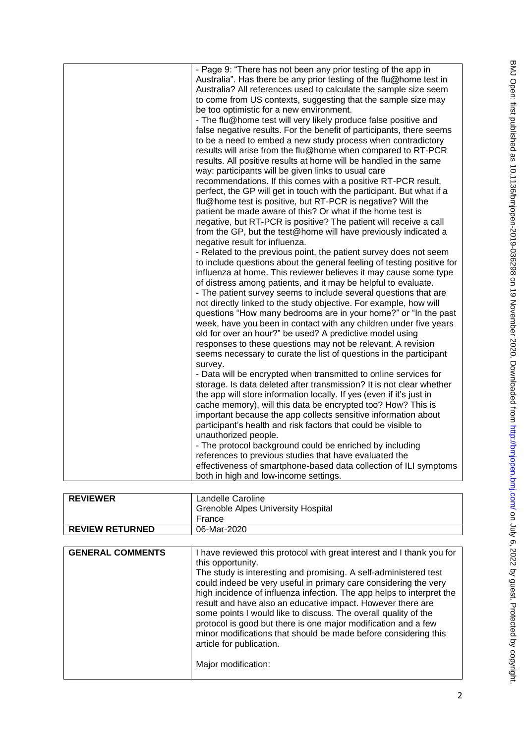| | |
|---|---|
| | - Page 9: "There has not been any prior testing of the app in Australia". Has there be any prior testing of the flu@home test in Australia? All references used to calculate the sample size seem to come from US contexts, suggesting that the sample size may be too optimistic for a new environment.<br>- The flu@home test will very likely produce false positive and false negative results. For the benefit of participants, there seems to be a need to embed a new study process when contradictory results will arise from the flu@home when compared to RT-PCR results. All positive results at home will be handled in the same way: participants will be given links to usual care recommendations. If this comes with a positive RT-PCR result, perfect, the GP will get in touch with the participant. But what if a flu@home test is positive, but RT-PCR is negative? Will the patient be made aware of this? Or what if the home test is negative, but RT-PCR is positive? The patient will receive a call from the GP, but the test@home will have previously indicated a negative result for influenza.<br>- Related to the previous point, the patient survey does not seem to include questions about the general feeling of testing positive for influenza at home. This reviewer believes it may cause some type of distress among patients, and it may be helpful to evaluate.<br>- The patient survey seems to include several questions that are not directly linked to the study objective. For example, how will questions "How many bedrooms are in your home?" or "In the past week, have you been in contact with any children under five years old for over an hour?" be used? A predictive model using responses to these questions may not be relevant. A revision seems necessary to curate the list of questions in the participant survey.<br>- Data will be encrypted when transmitted to online services for storage. Is data deleted after transmission? It is not clear whether the app will store information locally. If yes (even if it's just in cache memory), will this data be encrypted too? How? This is important because the app collects sensitive information about participant's health and risk factors that could be visible to unauthorized people.<br>- The protocol background could be enriched by including references to previous studies that have evaluated the effectiveness of smartphone-based data collection of ILI symptoms both in high and low-income settings. |

| | |
|---|---|
| **REVIEWER** | Landelle Caroline<br>Grenoble Alpes University Hospital<br>France |
| **REVIEW RETURNED** | 06-Mar-2020 |

| | |
|---|---|
| **GENERAL COMMENTS** | I have reviewed this protocol with great interest and I thank you for this opportunity.<br>The study is interesting and promising. A self-administered test could indeed be very useful in primary care considering the very high incidence of influenza infection. The app helps to interpret the result and have also an educative impact. However there are some points I would like to discuss. The overall quality of the protocol is good but there is one major modification and a few minor modifications that should be made before considering this article for publication.<br><br>Major modification: |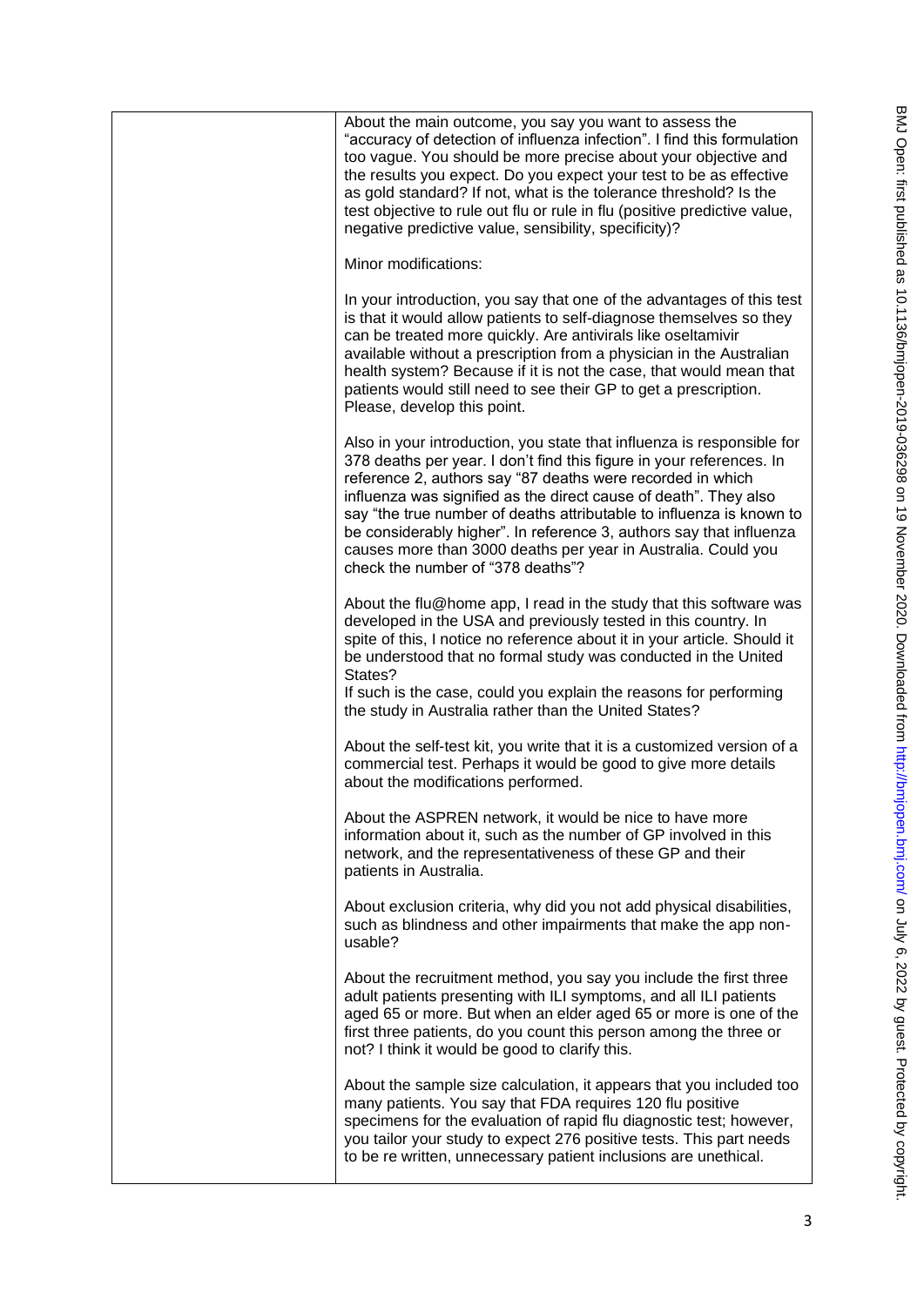About the main outcome, you say you want to assess the "accuracy of detection of influenza infection". I find this formulation too vague. You should be more precise about your objective and the results you expect. Do you expect your test to be as effective as gold standard? If not, what is the tolerance threshold? Is the test objective to rule out flu or rule in flu (positive predictive value, negative predictive value, sensibility, specificity)?

Minor modifications:

In your introduction, you say that one of the advantages of this test is that it would allow patients to self-diagnose themselves so they can be treated more quickly. Are antivirals like oseltamivir available without a prescription from a physician in the Australian health system? Because if it is not the case, that would mean that patients would still need to see their GP to get a prescription. Please, develop this point.

Also in your introduction, you state that influenza is responsible for 378 deaths per year. I don't find this figure in your references. In reference 2, authors say "87 deaths were recorded in which influenza was signified as the direct cause of death". They also say "the true number of deaths attributable to influenza is known to be considerably higher". In reference 3, authors say that influenza causes more than 3000 deaths per year in Australia. Could you check the number of "378 deaths"?

About the flu@home app, I read in the study that this software was developed in the USA and previously tested in this country. In spite of this, I notice no reference about it in your article. Should it be understood that no formal study was conducted in the United States?
If such is the case, could you explain the reasons for performing the study in Australia rather than the United States?

About the self-test kit, you write that it is a customized version of a commercial test. Perhaps it would be good to give more details about the modifications performed.

About the ASPREN network, it would be nice to have more information about it, such as the number of GP involved in this network, and the representativeness of these GP and their patients in Australia.

About exclusion criteria, why did you not add physical disabilities, such as blindness and other impairments that make the app non-usable?

About the recruitment method, you say you include the first three adult patients presenting with ILI symptoms, and all ILI patients aged 65 or more. But when an elder aged 65 or more is one of the first three patients, do you count this person among the three or not? I think it would be good to clarify this.

About the sample size calculation, it appears that you included too many patients. You say that FDA requires 120 flu positive specimens for the evaluation of rapid flu diagnostic test; however, you tailor your study to expect 276 positive tests. This part needs to be re written, unnecessary patient inclusions are unethical.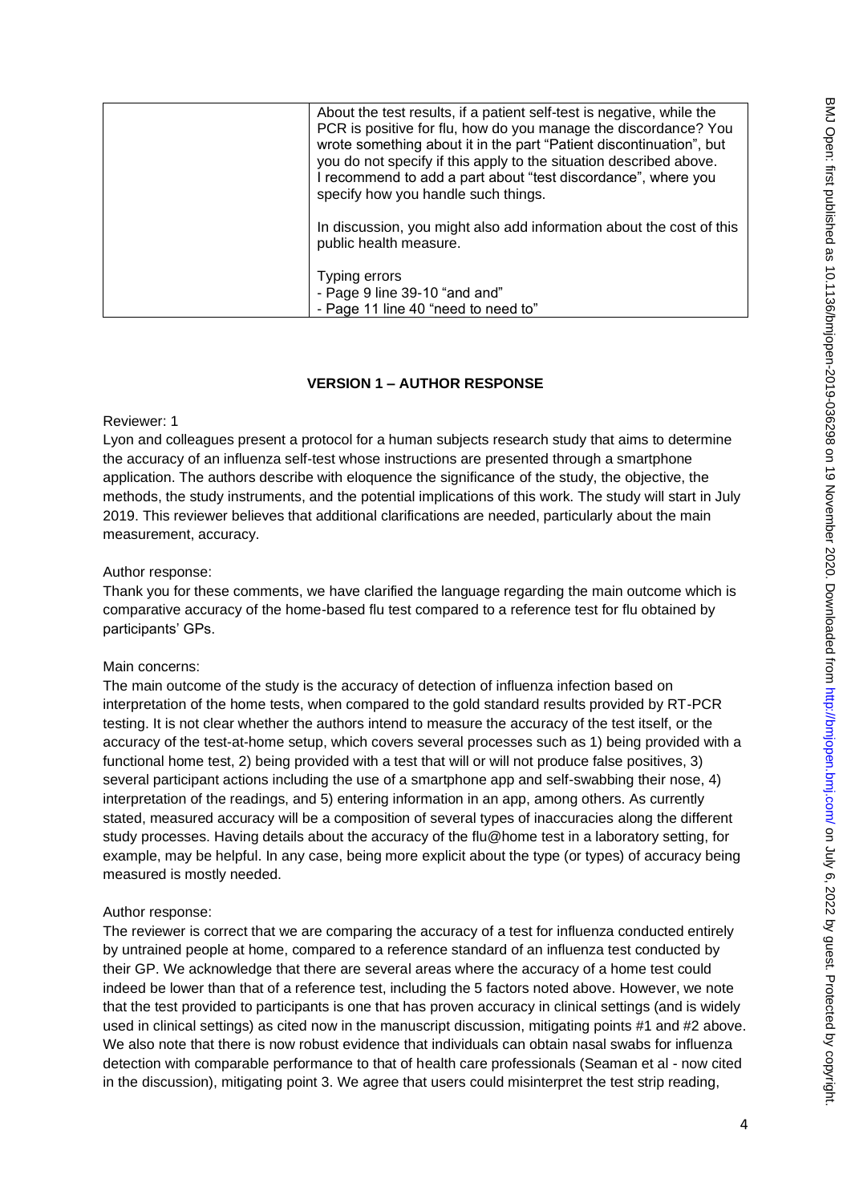| | About the test results, if a patient self-test is negative, while the PCR is positive for flu, how do you manage the discordance? You wrote something about it in the part "Patient discontinuation", but you do not specify if this apply to the situation described above. I recommend to add a part about "test discordance", where you specify how you handle such things.<br><br>In discussion, you might also add information about the cost of this public health measure.<br><br>Typing errors<br>- Page 9 line 39-10 "and and"<br>- Page 11 line 40 "need to need to" |
|---|---|

**VERSION 1 – AUTHOR RESPONSE**

Reviewer: 1

Lyon and colleagues present a protocol for a human subjects research study that aims to determine the accuracy of an influenza self-test whose instructions are presented through a smartphone application. The authors describe with eloquence the significance of the study, the objective, the methods, the study instruments, and the potential implications of this work. The study will start in July 2019. This reviewer believes that additional clarifications are needed, particularly about the main measurement, accuracy.

Author response:

Thank you for these comments, we have clarified the language regarding the main outcome which is comparative accuracy of the home-based flu test compared to a reference test for flu obtained by participants' GPs.

Main concerns:

The main outcome of the study is the accuracy of detection of influenza infection based on interpretation of the home tests, when compared to the gold standard results provided by RT-PCR testing. It is not clear whether the authors intend to measure the accuracy of the test itself, or the accuracy of the test-at-home setup, which covers several processes such as 1) being provided with a functional home test, 2) being provided with a test that will or will not produce false positives, 3) several participant actions including the use of a smartphone app and self-swabbing their nose, 4) interpretation of the readings, and 5) entering information in an app, among others. As currently stated, measured accuracy will be a composition of several types of inaccuracies along the different study processes. Having details about the accuracy of the flu@home test in a laboratory setting, for example, may be helpful. In any case, being more explicit about the type (or types) of accuracy being measured is mostly needed.

Author response:

The reviewer is correct that we are comparing the accuracy of a test for influenza conducted entirely by untrained people at home, compared to a reference standard of an influenza test conducted by their GP. We acknowledge that there are several areas where the accuracy of a home test could indeed be lower than that of a reference test, including the 5 factors noted above. However, we note that the test provided to participants is one that has proven accuracy in clinical settings (and is widely used in clinical settings) as cited now in the manuscript discussion, mitigating points #1 and #2 above. We also note that there is now robust evidence that individuals can obtain nasal swabs for influenza detection with comparable performance to that of health care professionals (Seaman et al - now cited in the discussion), mitigating point 3. We agree that users could misinterpret the test strip reading,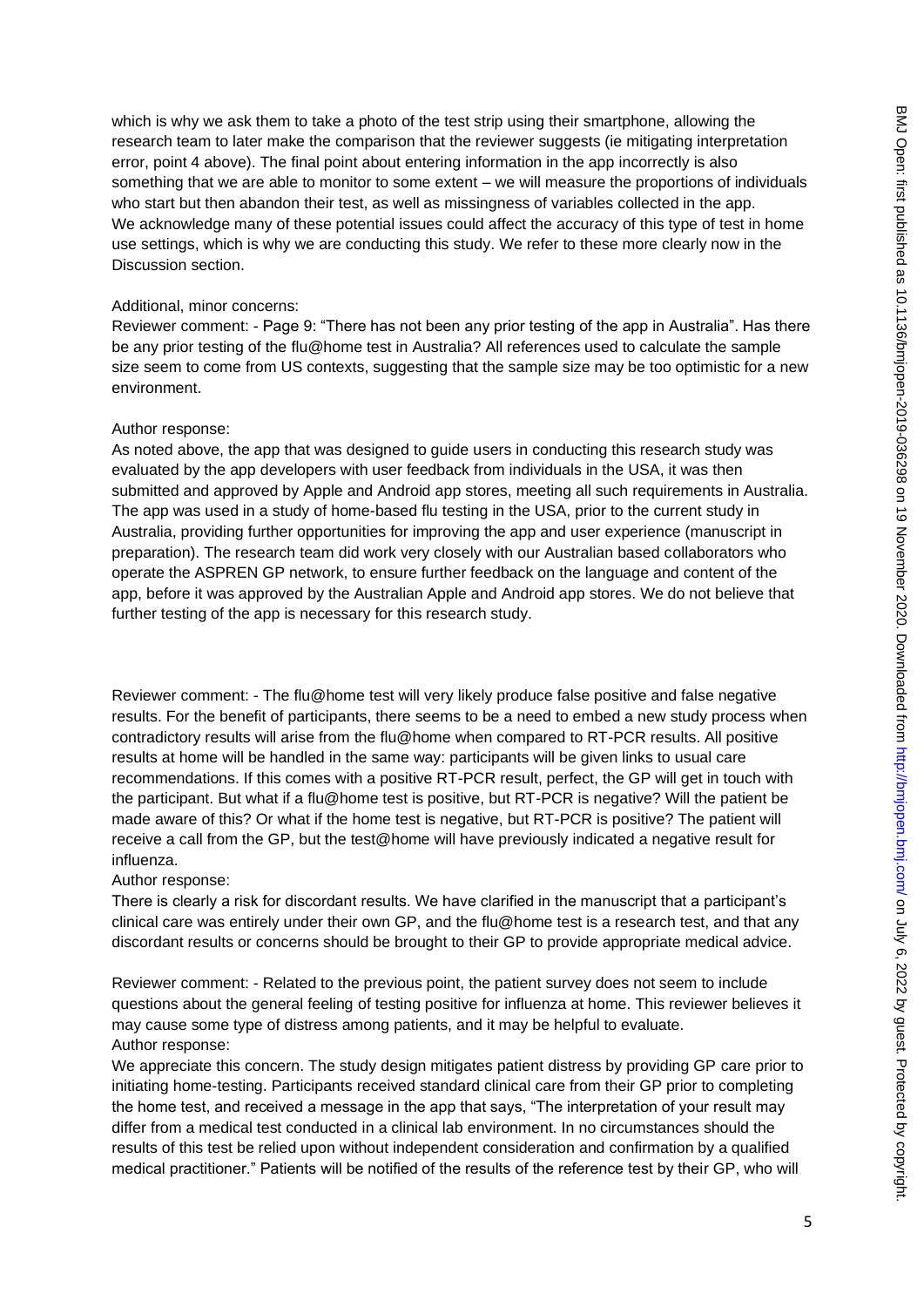which is why we ask them to take a photo of the test strip using their smartphone, allowing the research team to later make the comparison that the reviewer suggests (ie mitigating interpretation error, point 4 above). The final point about entering information in the app incorrectly is also something that we are able to monitor to some extent – we will measure the proportions of individuals who start but then abandon their test, as well as missingness of variables collected in the app. We acknowledge many of these potential issues could affect the accuracy of this type of test in home use settings, which is why we are conducting this study. We refer to these more clearly now in the Discussion section.

Additional, minor concerns:

Reviewer comment: - Page 9: "There has not been any prior testing of the app in Australia". Has there be any prior testing of the flu@home test in Australia? All references used to calculate the sample size seem to come from US contexts, suggesting that the sample size may be too optimistic for a new environment.

Author response:

As noted above, the app that was designed to guide users in conducting this research study was evaluated by the app developers with user feedback from individuals in the USA, it was then submitted and approved by Apple and Android app stores, meeting all such requirements in Australia. The app was used in a study of home-based flu testing in the USA, prior to the current study in Australia, providing further opportunities for improving the app and user experience (manuscript in preparation). The research team did work very closely with our Australian based collaborators who operate the ASPREN GP network, to ensure further feedback on the language and content of the app, before it was approved by the Australian Apple and Android app stores. We do not believe that further testing of the app is necessary for this research study.

Reviewer comment: - The flu@home test will very likely produce false positive and false negative results. For the benefit of participants, there seems to be a need to embed a new study process when contradictory results will arise from the flu@home when compared to RT-PCR results. All positive results at home will be handled in the same way: participants will be given links to usual care recommendations. If this comes with a positive RT-PCR result, perfect, the GP will get in touch with the participant. But what if a flu@home test is positive, but RT-PCR is negative? Will the patient be made aware of this? Or what if the home test is negative, but RT-PCR is positive? The patient will receive a call from the GP, but the test@home will have previously indicated a negative result for influenza.

Author response:

There is clearly a risk for discordant results. We have clarified in the manuscript that a participant's clinical care was entirely under their own GP, and the flu@home test is a research test, and that any discordant results or concerns should be brought to their GP to provide appropriate medical advice.

Reviewer comment: - Related to the previous point, the patient survey does not seem to include questions about the general feeling of testing positive for influenza at home. This reviewer believes it may cause some type of distress among patients, and it may be helpful to evaluate.

Author response:

We appreciate this concern. The study design mitigates patient distress by providing GP care prior to initiating home-testing. Participants received standard clinical care from their GP prior to completing the home test, and received a message in the app that says, "The interpretation of your result may differ from a medical test conducted in a clinical lab environment. In no circumstances should the results of this test be relied upon without independent consideration and confirmation by a qualified medical practitioner." Patients will be notified of the results of the reference test by their GP, who will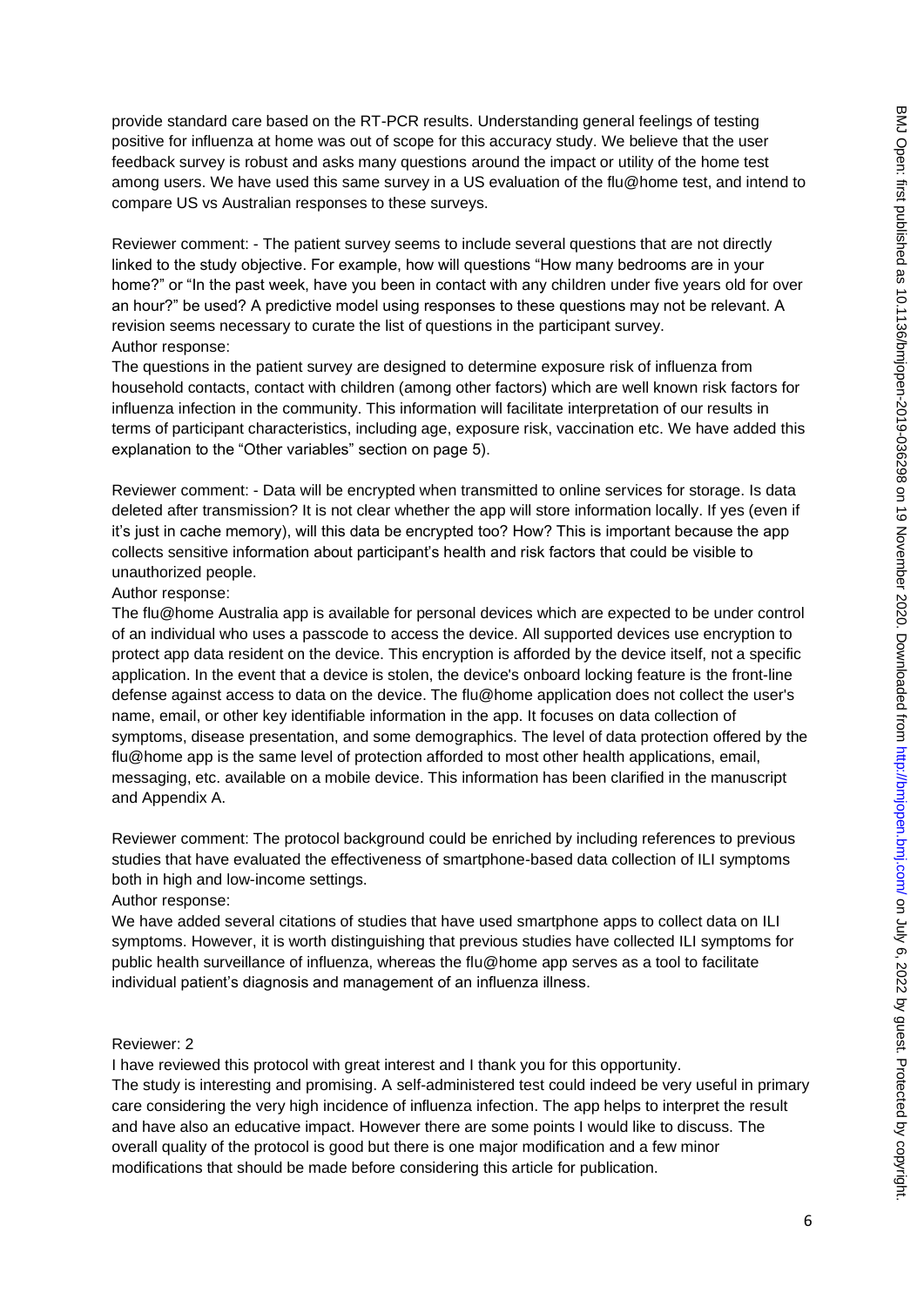provide standard care based on the RT-PCR results. Understanding general feelings of testing positive for influenza at home was out of scope for this accuracy study. We believe that the user feedback survey is robust and asks many questions around the impact or utility of the home test among users. We have used this same survey in a US evaluation of the flu@home test, and intend to compare US vs Australian responses to these surveys.

Reviewer comment: - The patient survey seems to include several questions that are not directly linked to the study objective. For example, how will questions "How many bedrooms are in your home?" or "In the past week, have you been in contact with any children under five years old for over an hour?" be used? A predictive model using responses to these questions may not be relevant. A revision seems necessary to curate the list of questions in the participant survey.
Author response:
The questions in the patient survey are designed to determine exposure risk of influenza from household contacts, contact with children (among other factors) which are well known risk factors for influenza infection in the community. This information will facilitate interpretation of our results in terms of participant characteristics, including age, exposure risk, vaccination etc. We have added this explanation to the "Other variables" section on page 5).

Reviewer comment: - Data will be encrypted when transmitted to online services for storage. Is data deleted after transmission? It is not clear whether the app will store information locally. If yes (even if it's just in cache memory), will this data be encrypted too? How? This is important because the app collects sensitive information about participant's health and risk factors that could be visible to unauthorized people.
Author response:
The flu@home Australia app is available for personal devices which are expected to be under control of an individual who uses a passcode to access the device. All supported devices use encryption to protect app data resident on the device. This encryption is afforded by the device itself, not a specific application. In the event that a device is stolen, the device's onboard locking feature is the front-line defense against access to data on the device. The flu@home application does not collect the user's name, email, or other key identifiable information in the app. It focuses on data collection of symptoms, disease presentation, and some demographics. The level of data protection offered by the flu@home app is the same level of protection afforded to most other health applications, email, messaging, etc. available on a mobile device. This information has been clarified in the manuscript and Appendix A.

Reviewer comment: The protocol background could be enriched by including references to previous studies that have evaluated the effectiveness of smartphone-based data collection of ILI symptoms both in high and low-income settings.
Author response:
We have added several citations of studies that have used smartphone apps to collect data on ILI symptoms. However, it is worth distinguishing that previous studies have collected ILI symptoms for public health surveillance of influenza, whereas the flu@home app serves as a tool to facilitate individual patient's diagnosis and management of an influenza illness.

Reviewer: 2

I have reviewed this protocol with great interest and I thank you for this opportunity.
The study is interesting and promising. A self-administered test could indeed be very useful in primary care considering the very high incidence of influenza infection. The app helps to interpret the result and have also an educative impact. However there are some points I would like to discuss. The overall quality of the protocol is good but there is one major modification and a few minor modifications that should be made before considering this article for publication.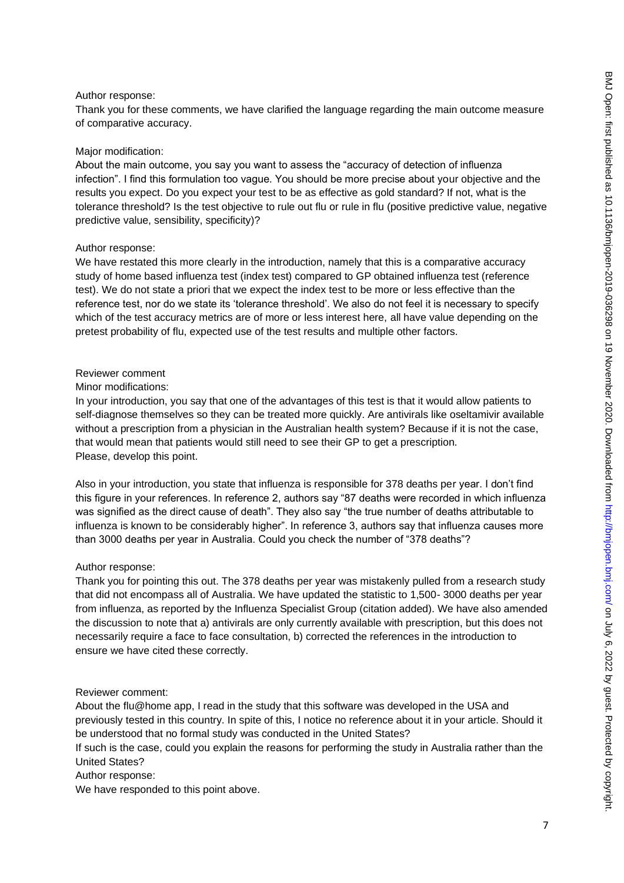Author response:
Thank you for these comments, we have clarified the language regarding the main outcome measure of comparative accuracy.

Major modification:
About the main outcome, you say you want to assess the "accuracy of detection of influenza infection". I find this formulation too vague. You should be more precise about your objective and the results you expect. Do you expect your test to be as effective as gold standard? If not, what is the tolerance threshold? Is the test objective to rule out flu or rule in flu (positive predictive value, negative predictive value, sensibility, specificity)?

Author response:
We have restated this more clearly in the introduction, namely that this is a comparative accuracy study of home based influenza test (index test) compared to GP obtained influenza test (reference test). We do not state a priori that we expect the index test to be more or less effective than the reference test, nor do we state its 'tolerance threshold'. We also do not feel it is necessary to specify which of the test accuracy metrics are of more or less interest here, all have value depending on the pretest probability of flu, expected use of the test results and multiple other factors.

Reviewer comment
Minor modifications:
In your introduction, you say that one of the advantages of this test is that it would allow patients to self-diagnose themselves so they can be treated more quickly. Are antivirals like oseltamivir available without a prescription from a physician in the Australian health system? Because if it is not the case, that would mean that patients would still need to see their GP to get a prescription.
Please, develop this point.

Also in your introduction, you state that influenza is responsible for 378 deaths per year. I don't find this figure in your references. In reference 2, authors say "87 deaths were recorded in which influenza was signified as the direct cause of death". They also say "the true number of deaths attributable to influenza is known to be considerably higher". In reference 3, authors say that influenza causes more than 3000 deaths per year in Australia. Could you check the number of "378 deaths"?

Author response:
Thank you for pointing this out. The 378 deaths per year was mistakenly pulled from a research study that did not encompass all of Australia. We have updated the statistic to 1,500- 3000 deaths per year from influenza, as reported by the Influenza Specialist Group (citation added). We have also amended the discussion to note that a) antivirals are only currently available with prescription, but this does not necessarily require a face to face consultation, b) corrected the references in the introduction to ensure we have cited these correctly.

Reviewer comment:
About the flu@home app, I read in the study that this software was developed in the USA and previously tested in this country. In spite of this, I notice no reference about it in your article. Should it be understood that no formal study was conducted in the United States?
If such is the case, could you explain the reasons for performing the study in Australia rather than the United States?
Author response:
We have responded to this point above.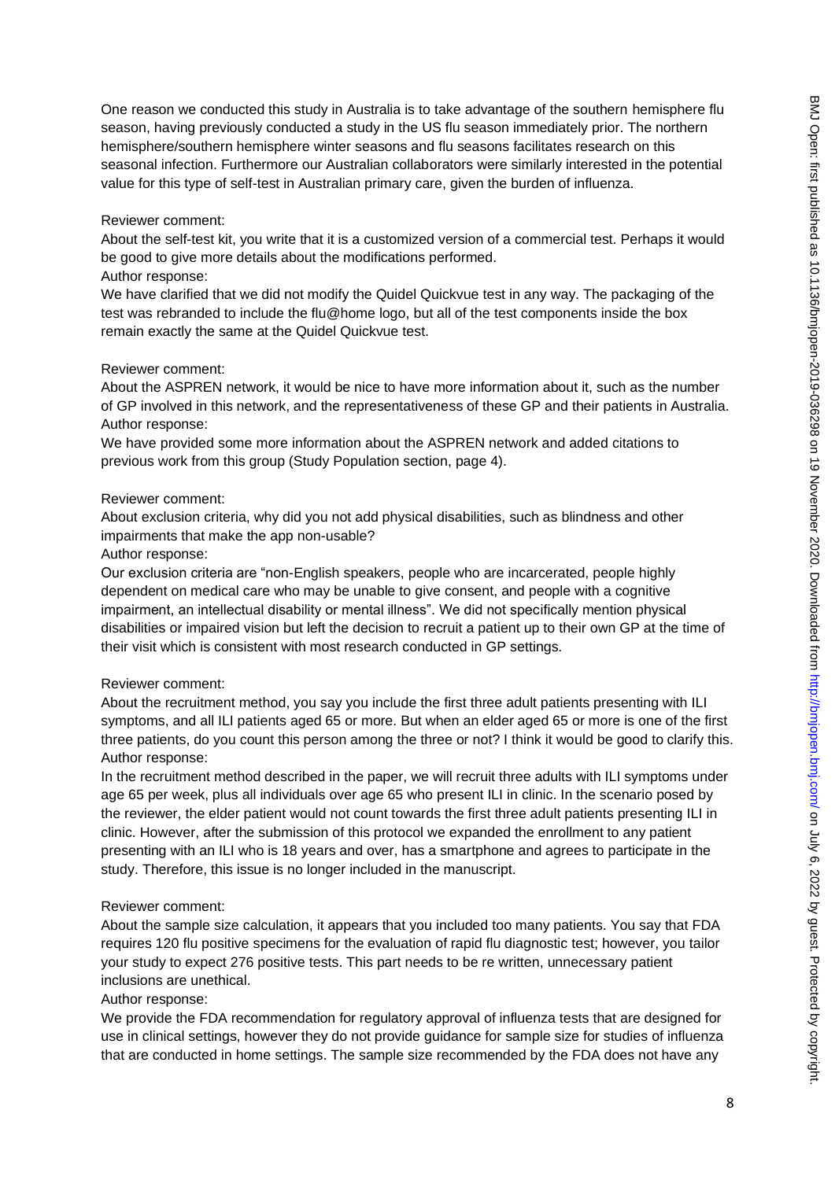One reason we conducted this study in Australia is to take advantage of the southern hemisphere flu season, having previously conducted a study in the US flu season immediately prior. The northern hemisphere/southern hemisphere winter seasons and flu seasons facilitates research on this seasonal infection. Furthermore our Australian collaborators were similarly interested in the potential value for this type of self-test in Australian primary care, given the burden of influenza.

Reviewer comment:
About the self-test kit, you write that it is a customized version of a commercial test. Perhaps it would be good to give more details about the modifications performed.
Author response:
We have clarified that we did not modify the Quidel Quickvue test in any way. The packaging of the test was rebranded to include the flu@home logo, but all of the test components inside the box remain exactly the same at the Quidel Quickvue test.

Reviewer comment:
About the ASPREN network, it would be nice to have more information about it, such as the number of GP involved in this network, and the representativeness of these GP and their patients in Australia.
Author response:
We have provided some more information about the ASPREN network and added citations to previous work from this group (Study Population section, page 4).

Reviewer comment:
About exclusion criteria, why did you not add physical disabilities, such as blindness and other impairments that make the app non-usable?
Author response:
Our exclusion criteria are "non-English speakers, people who are incarcerated, people highly dependent on medical care who may be unable to give consent, and people with a cognitive impairment, an intellectual disability or mental illness". We did not specifically mention physical disabilities or impaired vision but left the decision to recruit a patient up to their own GP at the time of their visit which is consistent with most research conducted in GP settings.

Reviewer comment:
About the recruitment method, you say you include the first three adult patients presenting with ILI symptoms, and all ILI patients aged 65 or more. But when an elder aged 65 or more is one of the first three patients, do you count this person among the three or not? I think it would be good to clarify this.
Author response:
In the recruitment method described in the paper, we will recruit three adults with ILI symptoms under age 65 per week, plus all individuals over age 65 who present ILI in clinic. In the scenario posed by the reviewer, the elder patient would not count towards the first three adult patients presenting ILI in clinic. However, after the submission of this protocol we expanded the enrollment to any patient presenting with an ILI who is 18 years and over, has a smartphone and agrees to participate in the study. Therefore, this issue is no longer included in the manuscript.

Reviewer comment:
About the sample size calculation, it appears that you included too many patients. You say that FDA requires 120 flu positive specimens for the evaluation of rapid flu diagnostic test; however, you tailor your study to expect 276 positive tests. This part needs to be re written, unnecessary patient inclusions are unethical.
Author response:
We provide the FDA recommendation for regulatory approval of influenza tests that are designed for use in clinical settings, however they do not provide guidance for sample size for studies of influenza that are conducted in home settings. The sample size recommended by the FDA does not have any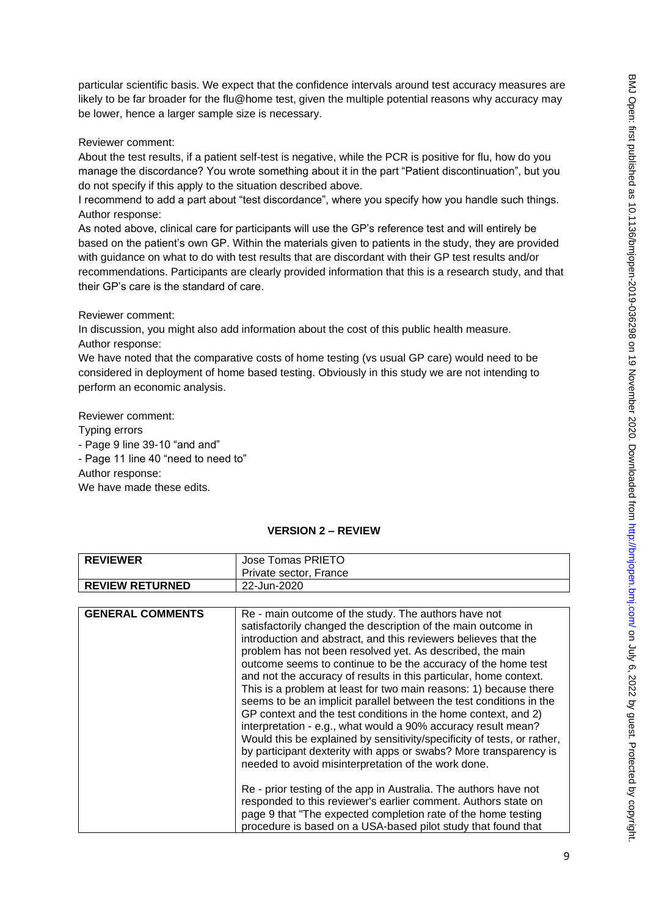particular scientific basis. We expect that the confidence intervals around test accuracy measures are likely to be far broader for the flu@home test, given the multiple potential reasons why accuracy may be lower, hence a larger sample size is necessary.

Reviewer comment:
About the test results, if a patient self-test is negative, while the PCR is positive for flu, how do you manage the discordance? You wrote something about it in the part "Patient discontinuation", but you do not specify if this apply to the situation described above.
I recommend to add a part about "test discordance", where you specify how you handle such things.
Author response:
As noted above, clinical care for participants will use the GP's reference test and will entirely be based on the patient's own GP. Within the materials given to patients in the study, they are provided with guidance on what to do with test results that are discordant with their GP test results and/or recommendations. Participants are clearly provided information that this is a research study, and that their GP's care is the standard of care.

Reviewer comment:
In discussion, you might also add information about the cost of this public health measure.
Author response:
We have noted that the comparative costs of home testing (vs usual GP care) would need to be considered in deployment of home based testing. Obviously in this study we are not intending to perform an economic analysis.

Reviewer comment:
Typing errors
- Page 9 line 39-10 "and and"
- Page 11 line 40 "need to need to"
Author response:
We have made these edits.

## VERSION 2 – REVIEW

| **REVIEWER** | Jose Tomas PRIETO<br>Private sector, France |
|---|---|
| **REVIEW RETURNED** | 22-Jun-2020 |

| **GENERAL COMMENTS** | Re - main outcome of the study. The authors have not satisfactorily changed the description of the main outcome in introduction and abstract, and this reviewers believes that the problem has not been resolved yet. As described, the main outcome seems to continue to be the accuracy of the home test and not the accuracy of results in this particular, home context. This is a problem at least for two main reasons: 1) because there seems to be an implicit parallel between the test conditions in the GP context and the test conditions in the home context, and 2) interpretation - e.g., what would a 90% accuracy result mean? Would this be explained by sensitivity/specificity of tests, or rather, by participant dexterity with apps or swabs? More transparency is needed to avoid misinterpretation of the work done.<br><br>Re - prior testing of the app in Australia. The authors have not responded to this reviewer's earlier comment. Authors state on page 9 that "The expected completion rate of the home testing procedure is based on a USA-based pilot study that found that |
|---|---|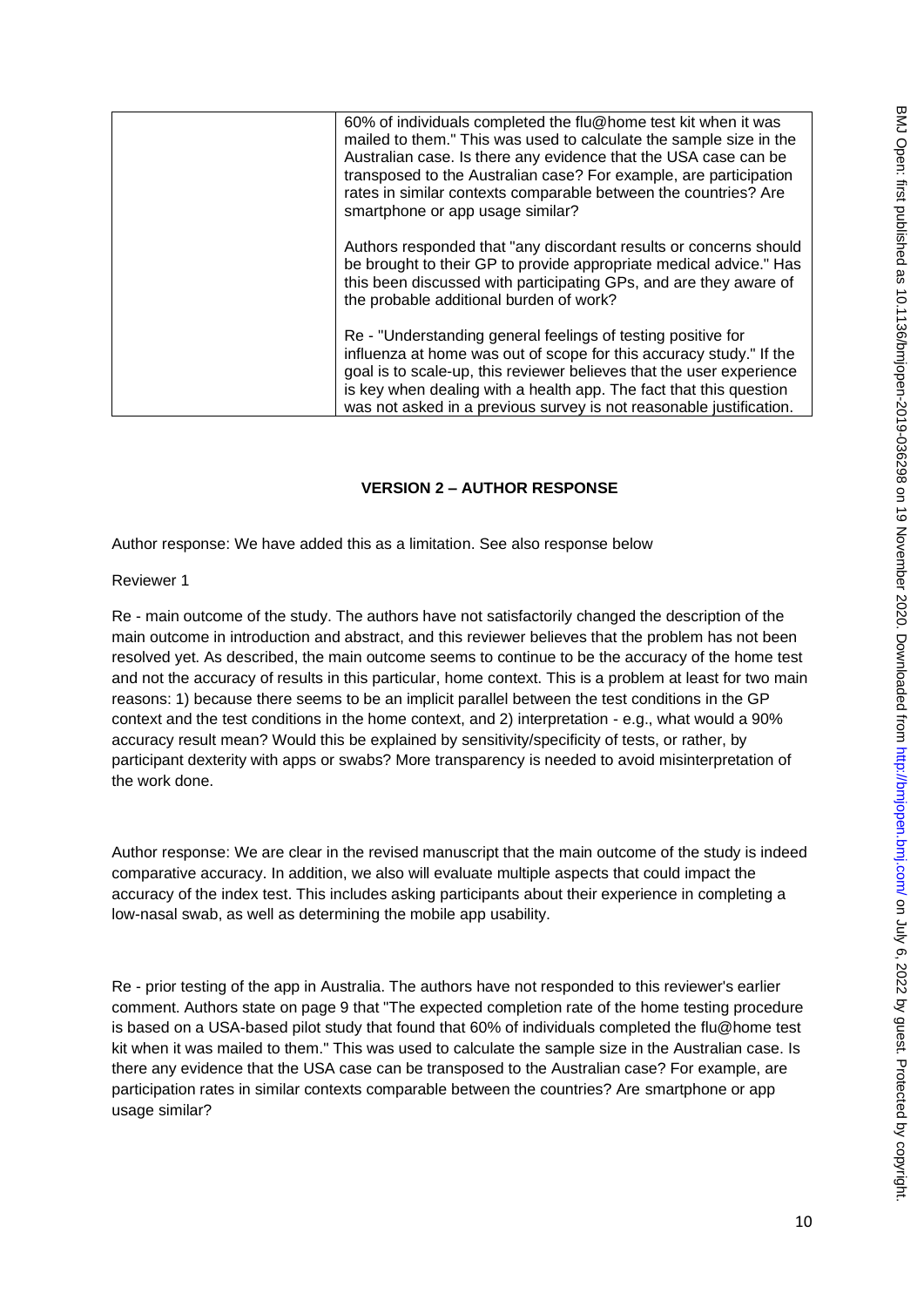|  | 60% of individuals completed the flu@home test kit when it was mailed to them." This was used to calculate the sample size in the Australian case. Is there any evidence that the USA case can be transposed to the Australian case? For example, are participation rates in similar contexts comparable between the countries? Are smartphone or app usage similar?<br><br>Authors responded that "any discordant results or concerns should be brought to their GP to provide appropriate medical advice." Has this been discussed with participating GPs, and are they aware of the probable additional burden of work?<br><br>Re - "Understanding general feelings of testing positive for influenza at home was out of scope for this accuracy study." If the goal is to scale-up, this reviewer believes that the user experience is key when dealing with a health app. The fact that this question was not asked in a previous survey is not reasonable justification. |
|---|---|

**VERSION 2 – AUTHOR RESPONSE**

Author response: We have added this as a limitation. See also response below

Reviewer 1

Re - main outcome of the study. The authors have not satisfactorily changed the description of the main outcome in introduction and abstract, and this reviewer believes that the problem has not been resolved yet. As described, the main outcome seems to continue to be the accuracy of the home test and not the accuracy of results in this particular, home context. This is a problem at least for two main reasons: 1) because there seems to be an implicit parallel between the test conditions in the GP context and the test conditions in the home context, and 2) interpretation - e.g., what would a 90% accuracy result mean? Would this be explained by sensitivity/specificity of tests, or rather, by participant dexterity with apps or swabs? More transparency is needed to avoid misinterpretation of the work done.

Author response: We are clear in the revised manuscript that the main outcome of the study is indeed comparative accuracy. In addition, we also will evaluate multiple aspects that could impact the accuracy of the index test. This includes asking participants about their experience in completing a low-nasal swab, as well as determining the mobile app usability.

Re - prior testing of the app in Australia. The authors have not responded to this reviewer's earlier comment. Authors state on page 9 that "The expected completion rate of the home testing procedure is based on a USA-based pilot study that found that 60% of individuals completed the flu@home test kit when it was mailed to them." This was used to calculate the sample size in the Australian case. Is there any evidence that the USA case can be transposed to the Australian case? For example, are participation rates in similar contexts comparable between the countries? Are smartphone or app usage similar?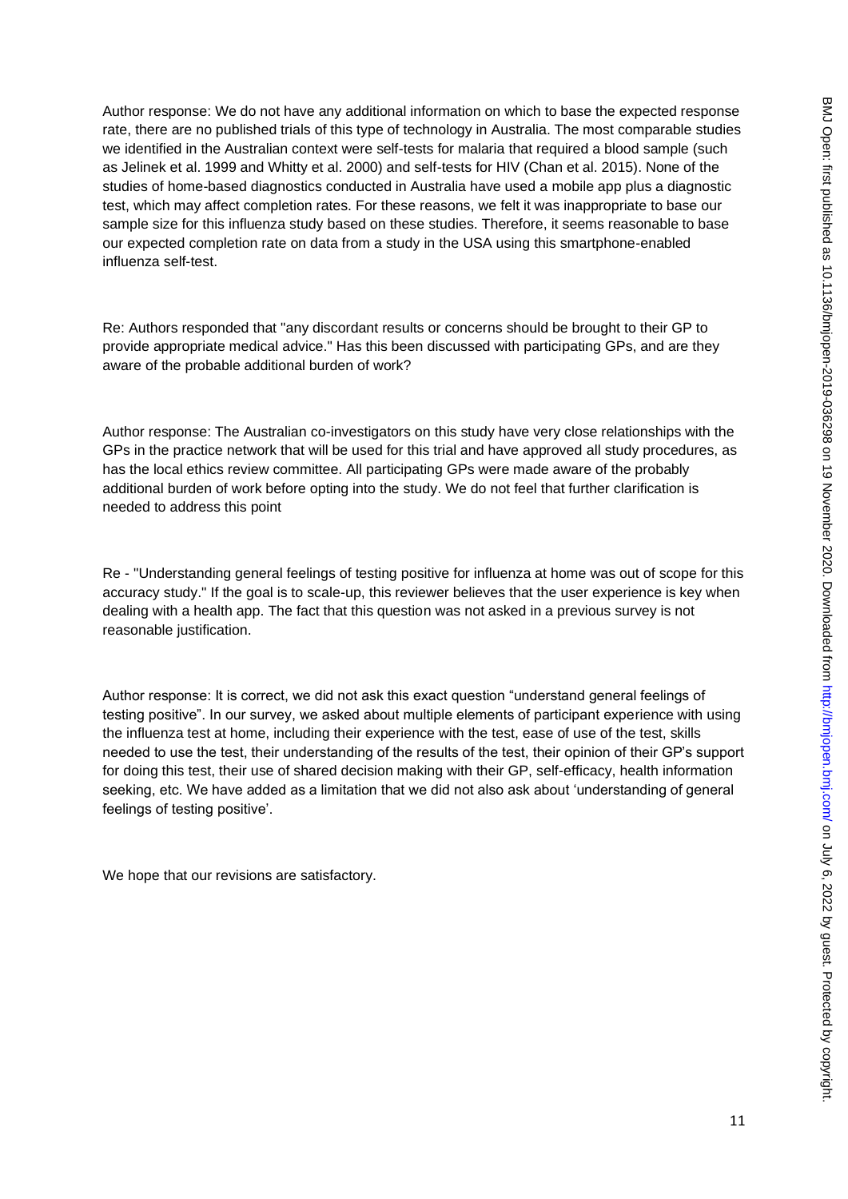Author response: We do not have any additional information on which to base the expected response rate, there are no published trials of this type of technology in Australia. The most comparable studies we identified in the Australian context were self-tests for malaria that required a blood sample (such as Jelinek et al. 1999 and Whitty et al. 2000) and self-tests for HIV (Chan et al. 2015). None of the studies of home-based diagnostics conducted in Australia have used a mobile app plus a diagnostic test, which may affect completion rates. For these reasons, we felt it was inappropriate to base our sample size for this influenza study based on these studies. Therefore, it seems reasonable to base our expected completion rate on data from a study in the USA using this smartphone-enabled influenza self-test.

Re: Authors responded that "any discordant results or concerns should be brought to their GP to provide appropriate medical advice." Has this been discussed with participating GPs, and are they aware of the probable additional burden of work?

Author response: The Australian co-investigators on this study have very close relationships with the GPs in the practice network that will be used for this trial and have approved all study procedures, as has the local ethics review committee. All participating GPs were made aware of the probably additional burden of work before opting into the study. We do not feel that further clarification is needed to address this point

Re - "Understanding general feelings of testing positive for influenza at home was out of scope for this accuracy study." If the goal is to scale-up, this reviewer believes that the user experience is key when dealing with a health app. The fact that this question was not asked in a previous survey is not reasonable justification.

Author response: It is correct, we did not ask this exact question "understand general feelings of testing positive". In our survey, we asked about multiple elements of participant experience with using the influenza test at home, including their experience with the test, ease of use of the test, skills needed to use the test, their understanding of the results of the test, their opinion of their GP's support for doing this test, their use of shared decision making with their GP, self-efficacy, health information seeking, etc. We have added as a limitation that we did not also ask about 'understanding of general feelings of testing positive'.

We hope that our revisions are satisfactory.